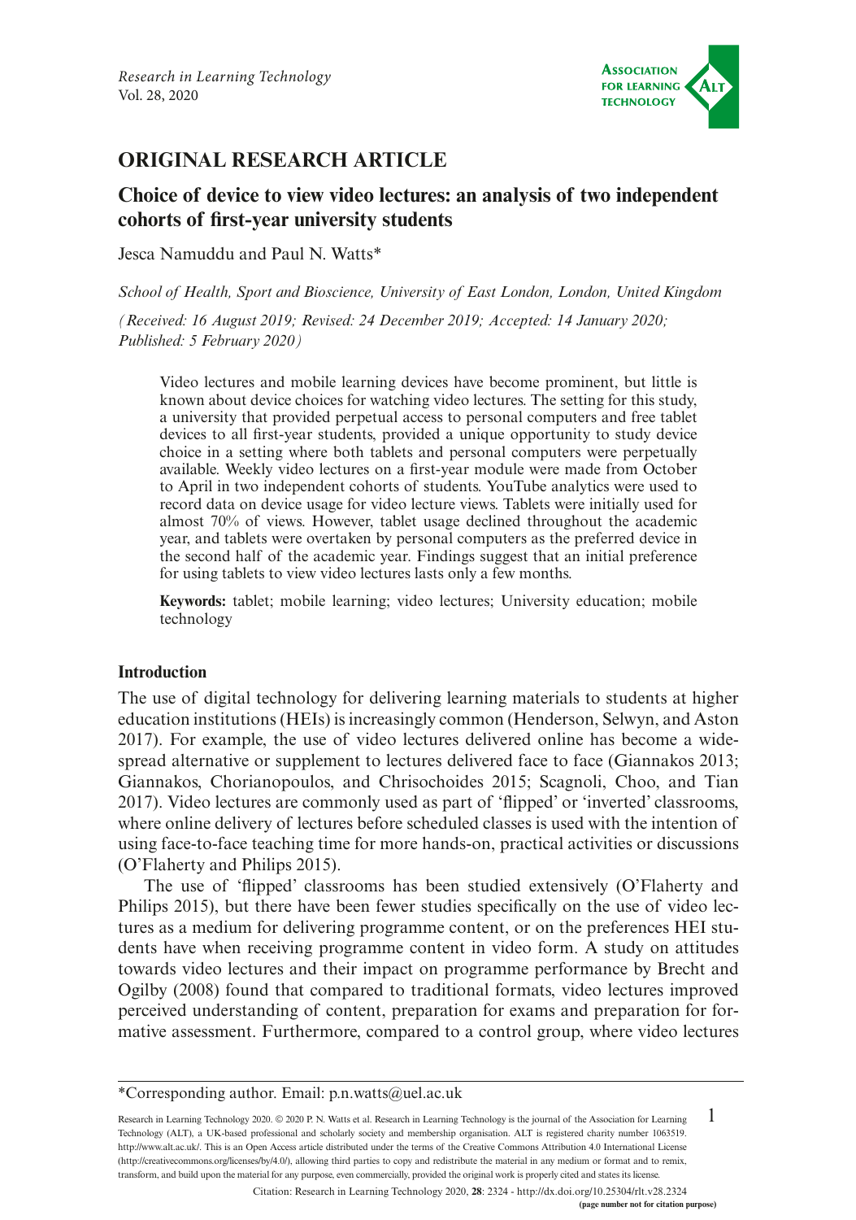## ORIGINAL RESEARCH ARTICLE

# Choice of device to view video lectures: an analysis of two independent cohorts of first-year university students

Jesca Namuddu and Paul N. Watts*

*School of Health, Sport and Bioscience, University of East London, London, United Kingdom*

*(Received: 16 August 2019; Revised: 24 December 2019; Accepted: 14 January 2020; Published: 5 February 2020)*

Video lectures and mobile learning devices have become prominent, but little is known about device choices for watching video lectures. The setting for this study, a university that provided perpetual access to personal computers and free tablet devices to all first-year students, provided a unique opportunity to study device choice in a setting where both tablets and personal computers were perpetually available. Weekly video lectures on a first-year module were made from October to April in two independent cohorts of students. YouTube analytics were used to record data on device usage for video lecture views. Tablets were initially used for almost 70% of views. However, tablet usage declined throughout the academic year, and tablets were overtaken by personal computers as the preferred device in the second half of the academic year. Findings suggest that an initial preference for using tablets to view video lectures lasts only a few months.

**Keywords:** tablet; mobile learning; video lectures; University education; mobile technology

## Introduction

The use of digital technology for delivering learning materials to students at higher education institutions (HEIs) is increasingly common (Henderson, Selwyn, and Aston 2017). For example, the use of video lectures delivered online has become a widespread alternative or supplement to lectures delivered face to face (Giannakos 2013; Giannakos, Chorianopoulos, and Chrisochoides 2015; Scagnoli, Choo, and Tian 2017). Video lectures are commonly used as part of 'flipped' or 'inverted' classrooms, where online delivery of lectures before scheduled classes is used with the intention of using face-to-face teaching time for more hands-on, practical activities or discussions (O'Flaherty and Philips 2015).

The use of 'flipped' classrooms has been studied extensively (O'Flaherty and Philips 2015), but there have been fewer studies specifically on the use of video lectures as a medium for delivering programme content, or on the preferences HEI students have when receiving programme content in video form. A study on attitudes towards video lectures and their impact on programme performance by Brecht and Ogilby (2008) found that compared to traditional formats, video lectures improved perceived understanding of content, preparation for exams and preparation for formative assessment. Furthermore, compared to a control group, where video lectures

*Corresponding author. Email: p.n.watts@uel.ac.uk

Research in Learning Technology 2020. © 2020 P. N. Watts et al. Research in Learning Technology is the journal of the Association for Learning Technology (ALT), a UK-based professional and scholarly society and membership organisation. ALT is registered charity number 1063519. http://www.alt.ac.uk/. This is an Open Access article distributed under the terms of the Creative Commons Attribution 4.0 International License (http://creativecommons.org/licenses/by/4.0/), allowing third parties to copy and redistribute the material in any medium or format and to remix, transform, and build upon the material for any purpose, even commercially, provided the original work is properly cited and states its license.

Citation: Research in Learning Technology 2020, **28**: 2324 - http://dx.doi.org/10.25304/rlt.v28.2324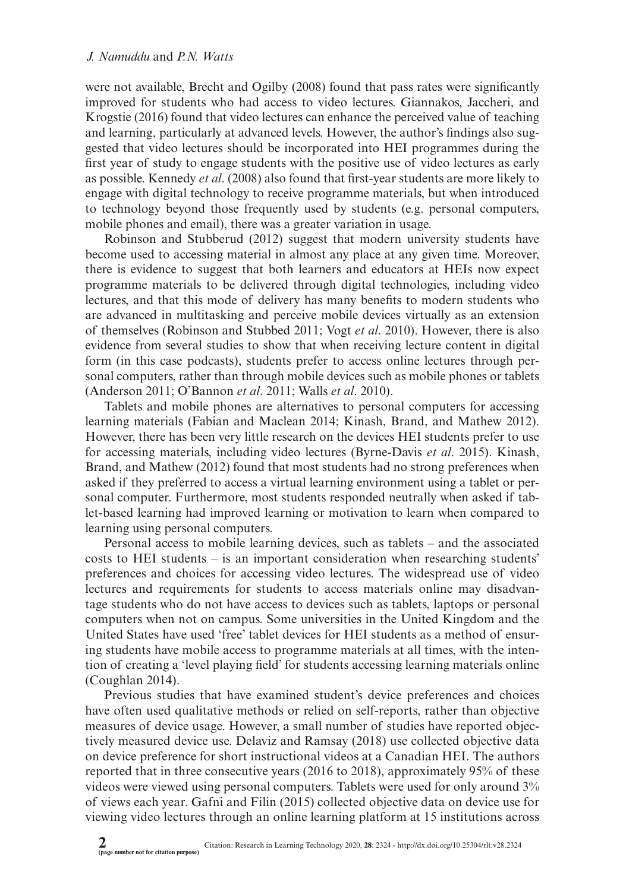were not available, Brecht and Ogilby (2008) found that pass rates were significantly improved for students who had access to video lectures. Giannakos, Jaccheri, and Krogstie (2016) found that video lectures can enhance the perceived value of teaching and learning, particularly at advanced levels. However, the author's findings also suggested that video lectures should be incorporated into HEI programmes during the first year of study to engage students with the positive use of video lectures as early as possible. Kennedy *et al*. (2008) also found that first-year students are more likely to engage with digital technology to receive programme materials, but when introduced to technology beyond those frequently used by students (e.g. personal computers, mobile phones and email), there was a greater variation in usage.

Robinson and Stubberud (2012) suggest that modern university students have become used to accessing material in almost any place at any given time. Moreover, there is evidence to suggest that both learners and educators at HEIs now expect programme materials to be delivered through digital technologies, including video lectures, and that this mode of delivery has many benefits to modern students who are advanced in multitasking and perceive mobile devices virtually as an extension of themselves (Robinson and Stubbed 2011; Vogt *et al*. 2010). However, there is also evidence from several studies to show that when receiving lecture content in digital form (in this case podcasts), students prefer to access online lectures through personal computers, rather than through mobile devices such as mobile phones or tablets (Anderson 2011; O'Bannon *et al*. 2011; Walls *et al*. 2010).

Tablets and mobile phones are alternatives to personal computers for accessing learning materials (Fabian and Maclean 2014; Kinash, Brand, and Mathew 2012). However, there has been very little research on the devices HEI students prefer to use for accessing materials, including video lectures (Byrne-Davis *et al*. 2015). Kinash, Brand, and Mathew (2012) found that most students had no strong preferences when asked if they preferred to access a virtual learning environment using a tablet or personal computer. Furthermore, most students responded neutrally when asked if tablet-based learning had improved learning or motivation to learn when compared to learning using personal computers.

Personal access to mobile learning devices, such as tablets – and the associated costs to HEI students – is an important consideration when researching students' preferences and choices for accessing video lectures. The widespread use of video lectures and requirements for students to access materials online may disadvantage students who do not have access to devices such as tablets, laptops or personal computers when not on campus. Some universities in the United Kingdom and the United States have used 'free' tablet devices for HEI students as a method of ensuring students have mobile access to programme materials at all times, with the intention of creating a 'level playing field' for students accessing learning materials online (Coughlan 2014).

Previous studies that have examined student's device preferences and choices have often used qualitative methods or relied on self-reports, rather than objective measures of device usage. However, a small number of studies have reported objectively measured device use. Delaviz and Ramsay (2018) use collected objective data on device preference for short instructional videos at a Canadian HEI. The authors reported that in three consecutive years (2016 to 2018), approximately 95% of these videos were viewed using personal computers. Tablets were used for only around 3% of views each year. Gafni and Filin (2015) collected objective data on device use for viewing video lectures through an online learning platform at 15 institutions across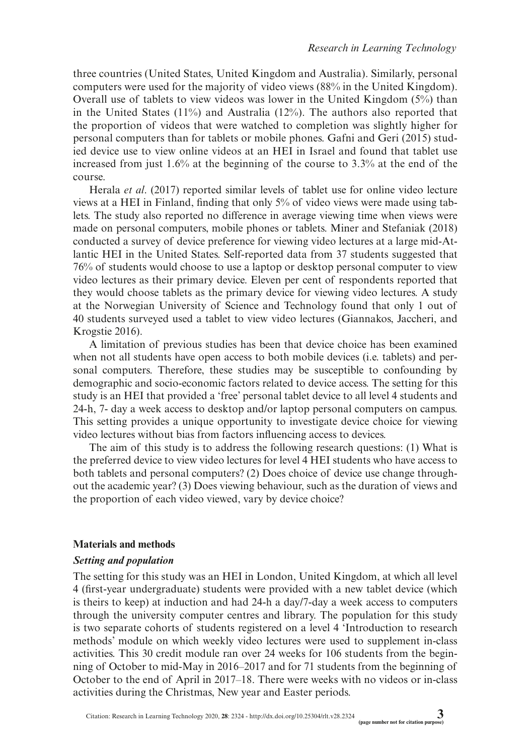three countries (United States, United Kingdom and Australia). Similarly, personal computers were used for the majority of video views (88% in the United Kingdom). Overall use of tablets to view videos was lower in the United Kingdom (5%) than in the United States (11%) and Australia (12%). The authors also reported that the proportion of videos that were watched to completion was slightly higher for personal computers than for tablets or mobile phones. Gafni and Geri (2015) studied device use to view online videos at an HEI in Israel and found that tablet use increased from just 1.6% at the beginning of the course to 3.3% at the end of the course.

Herala *et al*. (2017) reported similar levels of tablet use for online video lecture views at a HEI in Finland, finding that only 5% of video views were made using tablets. The study also reported no difference in average viewing time when views were made on personal computers, mobile phones or tablets. Miner and Stefaniak (2018) conducted a survey of device preference for viewing video lectures at a large mid-Atlantic HEI in the United States. Self-reported data from 37 students suggested that 76% of students would choose to use a laptop or desktop personal computer to view video lectures as their primary device. Eleven per cent of respondents reported that they would choose tablets as the primary device for viewing video lectures. A study at the Norwegian University of Science and Technology found that only 1 out of 40 students surveyed used a tablet to view video lectures (Giannakos, Jaccheri, and Krogstie 2016).

A limitation of previous studies has been that device choice has been examined when not all students have open access to both mobile devices (i.e. tablets) and personal computers. Therefore, these studies may be susceptible to confounding by demographic and socio-economic factors related to device access. The setting for this study is an HEI that provided a 'free' personal tablet device to all level 4 students and 24-h, 7- day a week access to desktop and/or laptop personal computers on campus. This setting provides a unique opportunity to investigate device choice for viewing video lectures without bias from factors influencing access to devices.

The aim of this study is to address the following research questions: (1) What is the preferred device to view video lectures for level 4 HEI students who have access to both tablets and personal computers? (2) Does choice of device use change throughout the academic year? (3) Does viewing behaviour, such as the duration of views and the proportion of each video viewed, vary by device choice?

## Materials and methods

### *Setting and population*

The setting for this study was an HEI in London, United Kingdom, at which all level 4 (first-year undergraduate) students were provided with a new tablet device (which is theirs to keep) at induction and had 24-h a day/7-day a week access to computers through the university computer centres and library. The population for this study is two separate cohorts of students registered on a level 4 'Introduction to research methods' module on which weekly video lectures were used to supplement in-class activities. This 30 credit module ran over 24 weeks for 106 students from the beginning of October to mid-May in 2016–2017 and for 71 students from the beginning of October to the end of April in 2017–18. There were weeks with no videos or in-class activities during the Christmas, New year and Easter periods.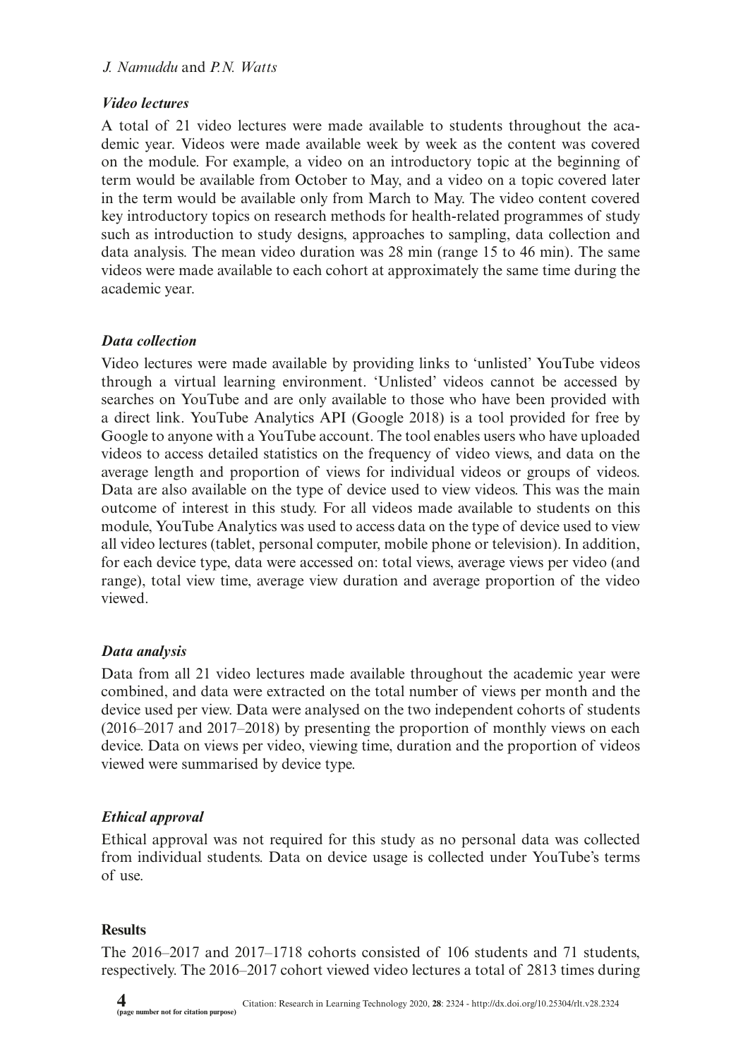### *Video lectures*

A total of 21 video lectures were made available to students throughout the academic year. Videos were made available week by week as the content was covered on the module. For example, a video on an introductory topic at the beginning of term would be available from October to May, and a video on a topic covered later in the term would be available only from March to May. The video content covered key introductory topics on research methods for health-related programmes of study such as introduction to study designs, approaches to sampling, data collection and data analysis. The mean video duration was 28 min (range 15 to 46 min). The same videos were made available to each cohort at approximately the same time during the academic year.

### *Data collection*

Video lectures were made available by providing links to 'unlisted' YouTube videos through a virtual learning environment. 'Unlisted' videos cannot be accessed by searches on YouTube and are only available to those who have been provided with a direct link. YouTube Analytics API (Google 2018) is a tool provided for free by Google to anyone with a YouTube account. The tool enables users who have uploaded videos to access detailed statistics on the frequency of video views, and data on the average length and proportion of views for individual videos or groups of videos. Data are also available on the type of device used to view videos. This was the main outcome of interest in this study. For all videos made available to students on this module, YouTube Analytics was used to access data on the type of device used to view all video lectures (tablet, personal computer, mobile phone or television). In addition, for each device type, data were accessed on: total views, average views per video (and range), total view time, average view duration and average proportion of the video viewed.

### *Data analysis*

Data from all 21 video lectures made available throughout the academic year were combined, and data were extracted on the total number of views per month and the device used per view. Data were analysed on the two independent cohorts of students (2016–2017 and 2017–2018) by presenting the proportion of monthly views on each device. Data on views per video, viewing time, duration and the proportion of videos viewed were summarised by device type.

### *Ethical approval*

Ethical approval was not required for this study as no personal data was collected from individual students. Data on device usage is collected under YouTube's terms of use.

## Results

The 2016–2017 and 2017–1718 cohorts consisted of 106 students and 71 students, respectively. The 2016–2017 cohort viewed video lectures a total of 2813 times during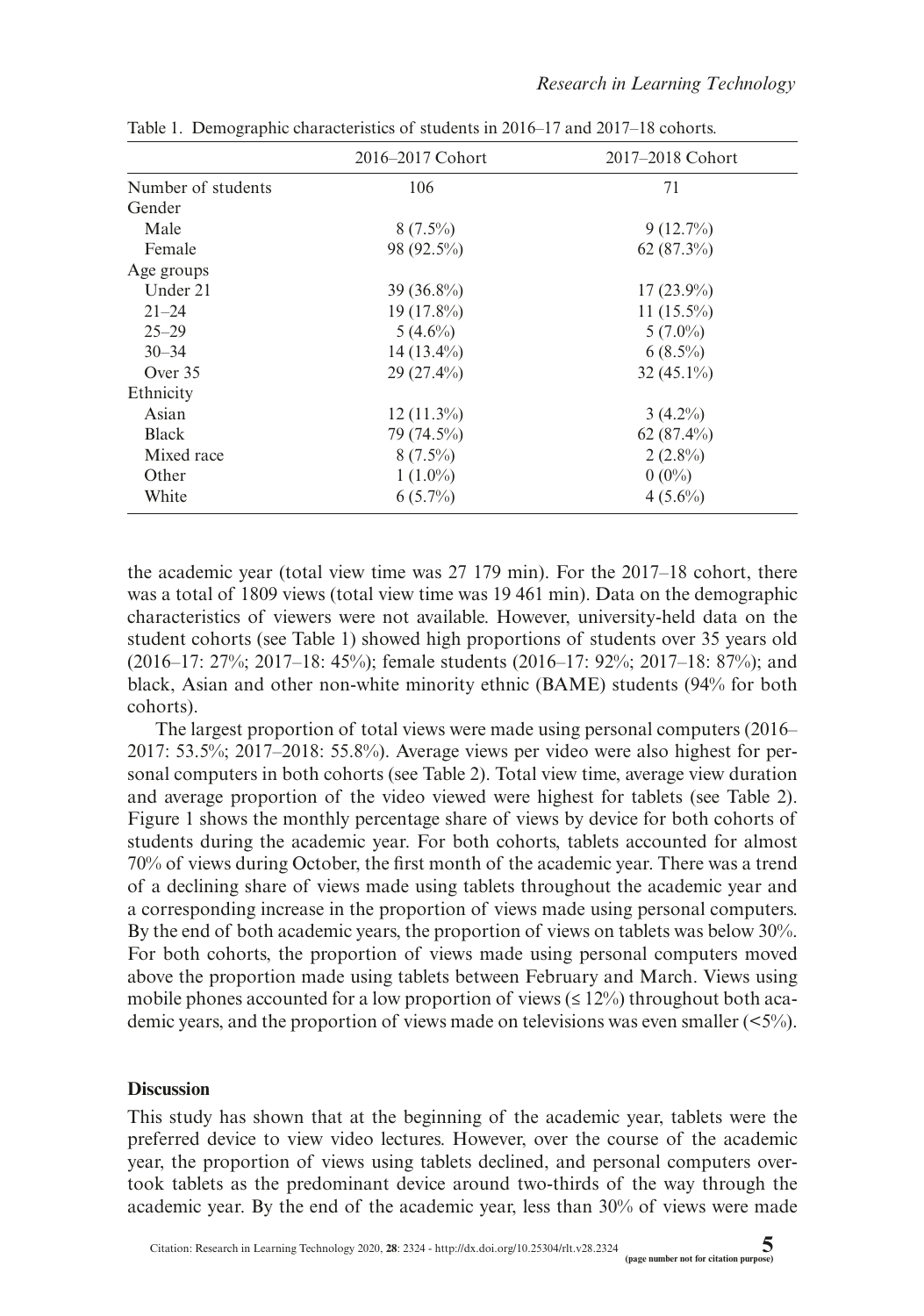Table 1. Demographic characteristics of students in 2016–17 and 2017–18 cohorts.

| | 2016–2017 Cohort | 2017–2018 Cohort |
|---|---|---|
| Number of students | 106 | 71 |
| Gender | | |
| Male | 8 (7.5%) | 9 (12.7%) |
| Female | 98 (92.5%) | 62 (87.3%) |
| Age groups | | |
| Under 21 | 39 (36.8%) | 17 (23.9%) |
| 21–24 | 19 (17.8%) | 11 (15.5%) |
| 25–29 | 5 (4.6%) | 5 (7.0%) |
| 30–34 | 14 (13.4%) | 6 (8.5%) |
| Over 35 | 29 (27.4%) | 32 (45.1%) |
| Ethnicity | | |
| Asian | 12 (11.3%) | 3 (4.2%) |
| Black | 79 (74.5%) | 62 (87.4%) |
| Mixed race | 8 (7.5%) | 2 (2.8%) |
| Other | 1 (1.0%) | 0 (0%) |
| White | 6 (5.7%) | 4 (5.6%) |

the academic year (total view time was 27 179 min). For the 2017–18 cohort, there was a total of 1809 views (total view time was 19 461 min). Data on the demographic characteristics of viewers were not available. However, university-held data on the student cohorts (see Table 1) showed high proportions of students over 35 years old (2016–17: 27%; 2017–18: 45%); female students (2016–17: 92%; 2017–18: 87%); and black, Asian and other non-white minority ethnic (BAME) students (94% for both cohorts).

The largest proportion of total views were made using personal computers (2016–2017: 53.5%; 2017–2018: 55.8%). Average views per video were also highest for personal computers in both cohorts (see Table 2). Total view time, average view duration and average proportion of the video viewed were highest for tablets (see Table 2). Figure 1 shows the monthly percentage share of views by device for both cohorts of students during the academic year. For both cohorts, tablets accounted for almost 70% of views during October, the first month of the academic year. There was a trend of a declining share of views made using tablets throughout the academic year and a corresponding increase in the proportion of views made using personal computers. By the end of both academic years, the proportion of views on tablets was below 30%. For both cohorts, the proportion of views made using personal computers moved above the proportion made using tablets between February and March. Views using mobile phones accounted for a low proportion of views (≤ 12%) throughout both academic years, and the proportion of views made on televisions was even smaller (<5%).

## Discussion

This study has shown that at the beginning of the academic year, tablets were the preferred device to view video lectures. However, over the course of the academic year, the proportion of views using tablets declined, and personal computers overtook tablets as the predominant device around two-thirds of the way through the academic year. By the end of the academic year, less than 30% of views were made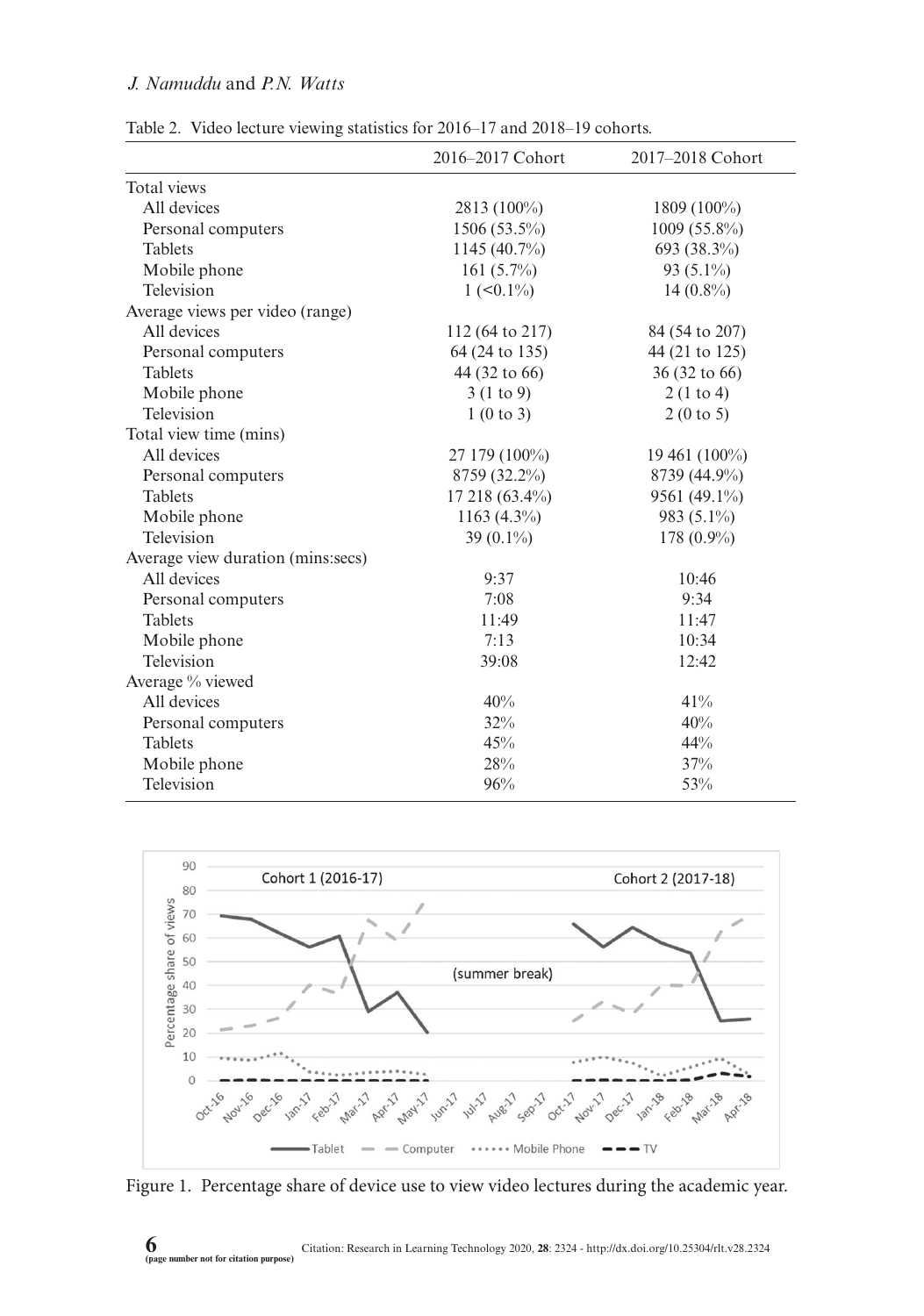Table 2. Video lecture viewing statistics for 2016–17 and 2018–19 cohorts.

| | 2016–2017 Cohort | 2017–2018 Cohort |
|---|---|---|
| Total views | | |
| All devices | 2813 (100%) | 1809 (100%) |
| Personal computers | 1506 (53.5%) | 1009 (55.8%) |
| Tablets | 1145 (40.7%) | 693 (38.3%) |
| Mobile phone | 161 (5.7%) | 93 (5.1%) |
| Television | 1 (<0.1%) | 14 (0.8%) |
| Average views per video (range) | | |
| All devices | 112 (64 to 217) | 84 (54 to 207) |
| Personal computers | 64 (24 to 135) | 44 (21 to 125) |
| Tablets | 44 (32 to 66) | 36 (32 to 66) |
| Mobile phone | 3 (1 to 9) | 2 (1 to 4) |
| Television | 1 (0 to 3) | 2 (0 to 5) |
| Total view time (mins) | | |
| All devices | 27 179 (100%) | 19 461 (100%) |
| Personal computers | 8759 (32.2%) | 8739 (44.9%) |
| Tablets | 17 218 (63.4%) | 9561 (49.1%) |
| Mobile phone | 1163 (4.3%) | 983 (5.1%) |
| Television | 39 (0.1%) | 178 (0.9%) |
| Average view duration (mins:secs) | | |
| All devices | 9:37 | 10:46 |
| Personal computers | 7:08 | 9:34 |
| Tablets | 11:49 | 11:47 |
| Mobile phone | 7:13 | 10:34 |
| Television | 39:08 | 12:42 |
| Average % viewed | | |
| All devices | 40% | 41% |
| Personal computers | 32% | 40% |
| Tablets | 45% | 44% |
| Mobile phone | 28% | 37% |
| Television | 96% | 53% |

Figure 1. Percentage share of device use to view video lectures during the academic year.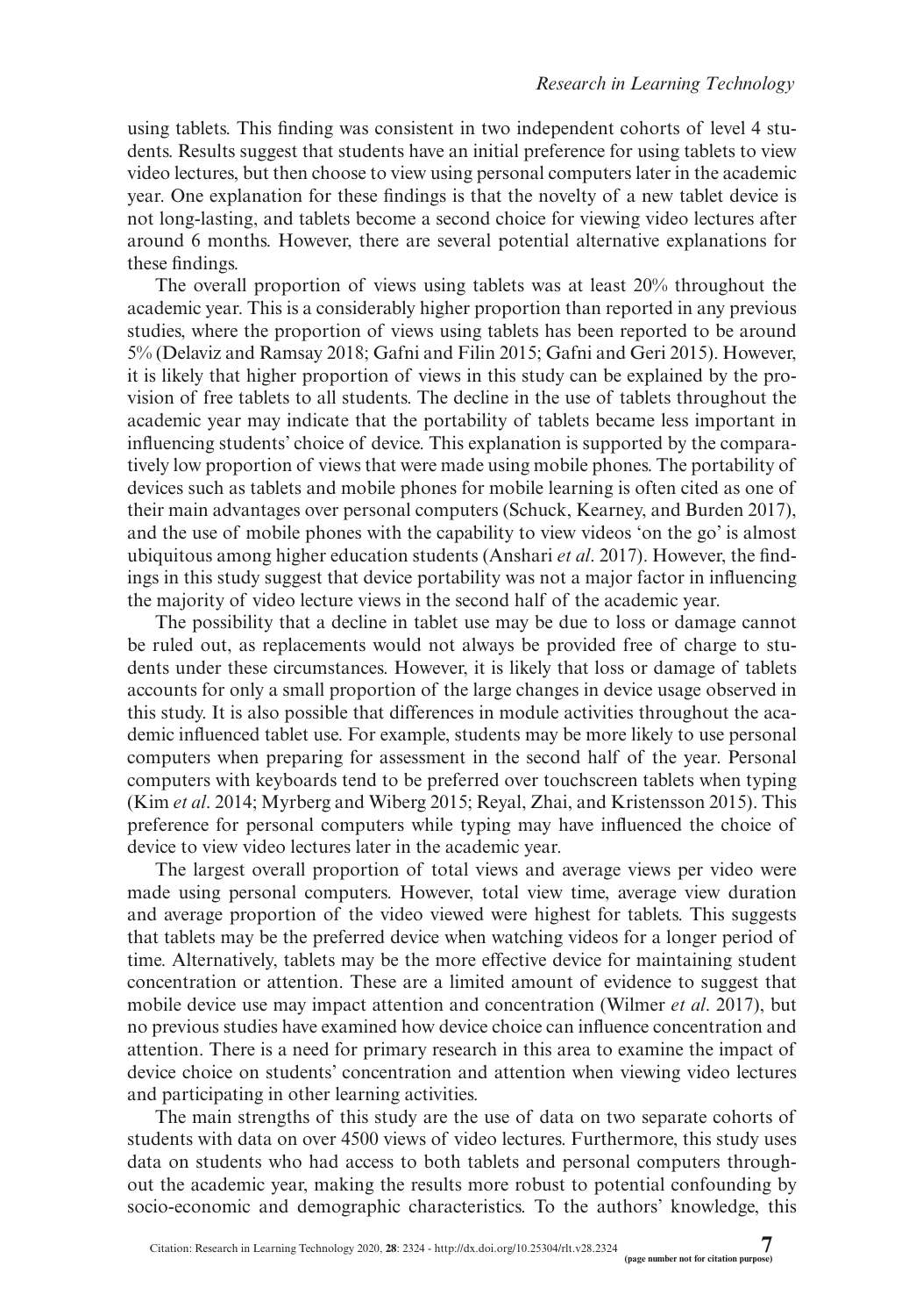using tablets. This finding was consistent in two independent cohorts of level 4 students. Results suggest that students have an initial preference for using tablets to view video lectures, but then choose to view using personal computers later in the academic year. One explanation for these findings is that the novelty of a new tablet device is not long-lasting, and tablets become a second choice for viewing video lectures after around 6 months. However, there are several potential alternative explanations for these findings.

The overall proportion of views using tablets was at least 20% throughout the academic year. This is a considerably higher proportion than reported in any previous studies, where the proportion of views using tablets has been reported to be around 5% (Delaviz and Ramsay 2018; Gafni and Filin 2015; Gafni and Geri 2015). However, it is likely that higher proportion of views in this study can be explained by the provision of free tablets to all students. The decline in the use of tablets throughout the academic year may indicate that the portability of tablets became less important in influencing students' choice of device. This explanation is supported by the comparatively low proportion of views that were made using mobile phones. The portability of devices such as tablets and mobile phones for mobile learning is often cited as one of their main advantages over personal computers (Schuck, Kearney, and Burden 2017), and the use of mobile phones with the capability to view videos 'on the go' is almost ubiquitous among higher education students (Anshari *et al*. 2017). However, the findings in this study suggest that device portability was not a major factor in influencing the majority of video lecture views in the second half of the academic year.

The possibility that a decline in tablet use may be due to loss or damage cannot be ruled out, as replacements would not always be provided free of charge to students under these circumstances. However, it is likely that loss or damage of tablets accounts for only a small proportion of the large changes in device usage observed in this study. It is also possible that differences in module activities throughout the academic influenced tablet use. For example, students may be more likely to use personal computers when preparing for assessment in the second half of the year. Personal computers with keyboards tend to be preferred over touchscreen tablets when typing (Kim *et al*. 2014; Myrberg and Wiberg 2015; Reyal, Zhai, and Kristensson 2015). This preference for personal computers while typing may have influenced the choice of device to view video lectures later in the academic year.

The largest overall proportion of total views and average views per video were made using personal computers. However, total view time, average view duration and average proportion of the video viewed were highest for tablets. This suggests that tablets may be the preferred device when watching videos for a longer period of time. Alternatively, tablets may be the more effective device for maintaining student concentration or attention. These are a limited amount of evidence to suggest that mobile device use may impact attention and concentration (Wilmer *et al*. 2017), but no previous studies have examined how device choice can influence concentration and attention. There is a need for primary research in this area to examine the impact of device choice on students' concentration and attention when viewing video lectures and participating in other learning activities.

The main strengths of this study are the use of data on two separate cohorts of students with data on over 4500 views of video lectures. Furthermore, this study uses data on students who had access to both tablets and personal computers throughout the academic year, making the results more robust to potential confounding by socio-economic and demographic characteristics. To the authors' knowledge, this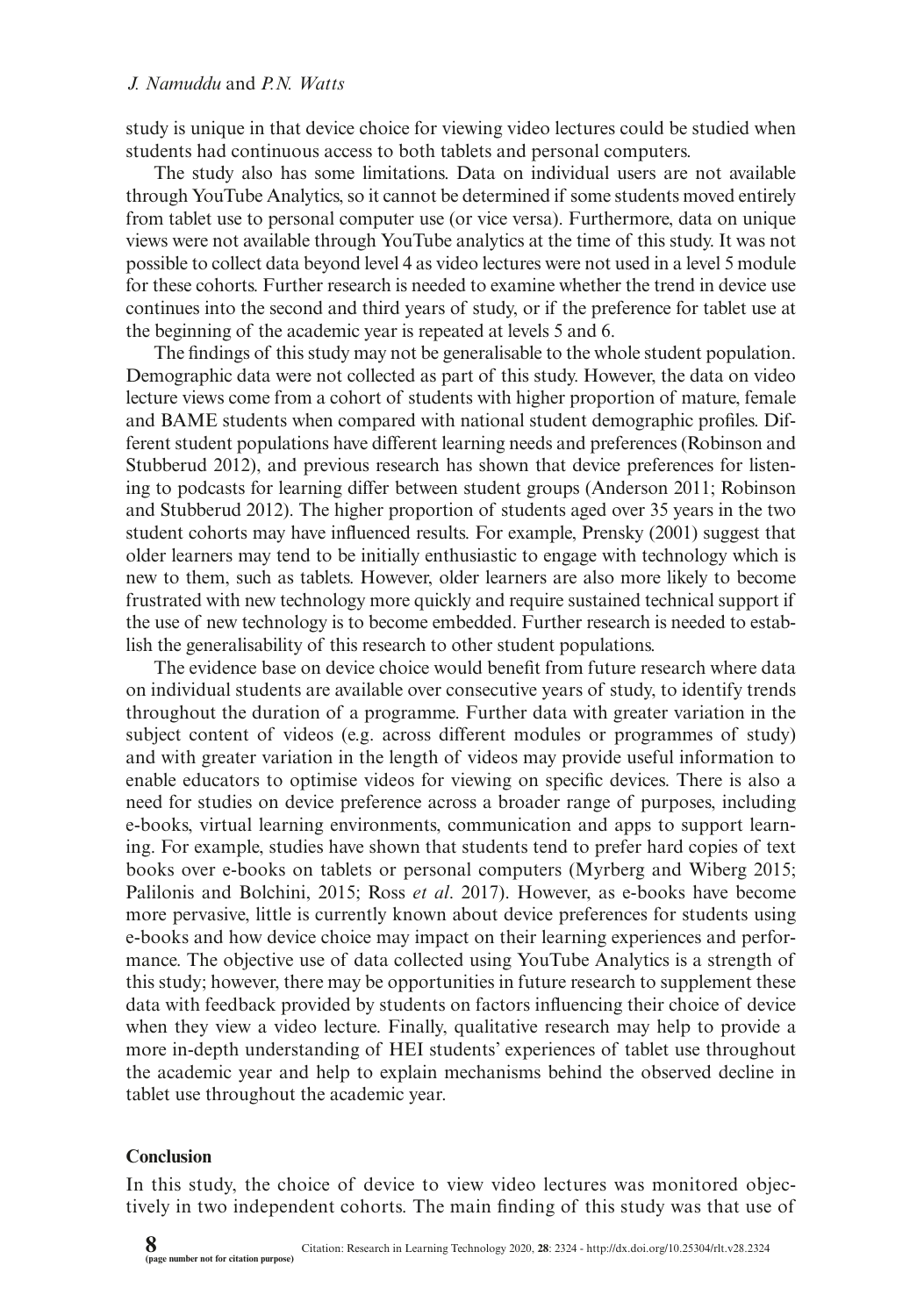study is unique in that device choice for viewing video lectures could be studied when students had continuous access to both tablets and personal computers.

The study also has some limitations. Data on individual users are not available through YouTube Analytics, so it cannot be determined if some students moved entirely from tablet use to personal computer use (or vice versa). Furthermore, data on unique views were not available through YouTube analytics at the time of this study. It was not possible to collect data beyond level 4 as video lectures were not used in a level 5 module for these cohorts. Further research is needed to examine whether the trend in device use continues into the second and third years of study, or if the preference for tablet use at the beginning of the academic year is repeated at levels 5 and 6.

The findings of this study may not be generalisable to the whole student population. Demographic data were not collected as part of this study. However, the data on video lecture views come from a cohort of students with higher proportion of mature, female and BAME students when compared with national student demographic profiles. Different student populations have different learning needs and preferences (Robinson and Stubberud 2012), and previous research has shown that device preferences for listening to podcasts for learning differ between student groups (Anderson 2011; Robinson and Stubberud 2012). The higher proportion of students aged over 35 years in the two student cohorts may have influenced results. For example, Prensky (2001) suggest that older learners may tend to be initially enthusiastic to engage with technology which is new to them, such as tablets. However, older learners are also more likely to become frustrated with new technology more quickly and require sustained technical support if the use of new technology is to become embedded. Further research is needed to establish the generalisability of this research to other student populations.

The evidence base on device choice would benefit from future research where data on individual students are available over consecutive years of study, to identify trends throughout the duration of a programme. Further data with greater variation in the subject content of videos (e.g. across different modules or programmes of study) and with greater variation in the length of videos may provide useful information to enable educators to optimise videos for viewing on specific devices. There is also a need for studies on device preference across a broader range of purposes, including e-books, virtual learning environments, communication and apps to support learning. For example, studies have shown that students tend to prefer hard copies of text books over e-books on tablets or personal computers (Myrberg and Wiberg 2015; Palilonis and Bolchini, 2015; Ross *et al*. 2017). However, as e-books have become more pervasive, little is currently known about device preferences for students using e-books and how device choice may impact on their learning experiences and performance. The objective use of data collected using YouTube Analytics is a strength of this study; however, there may be opportunities in future research to supplement these data with feedback provided by students on factors influencing their choice of device when they view a video lecture. Finally, qualitative research may help to provide a more in-depth understanding of HEI students' experiences of tablet use throughout the academic year and help to explain mechanisms behind the observed decline in tablet use throughout the academic year.

## Conclusion

In this study, the choice of device to view video lectures was monitored objectively in two independent cohorts. The main finding of this study was that use of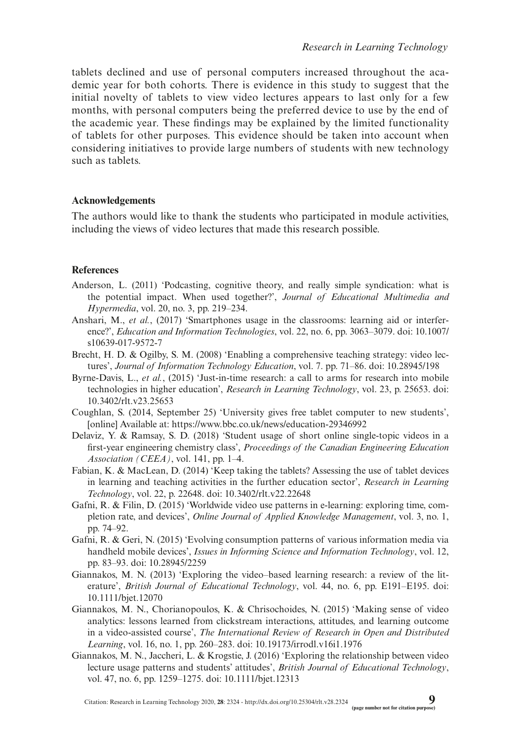tablets declined and use of personal computers increased throughout the academic year for both cohorts. There is evidence in this study to suggest that the initial novelty of tablets to view video lectures appears to last only for a few months, with personal computers being the preferred device to use by the end of the academic year. These findings may be explained by the limited functionality of tablets for other purposes. This evidence should be taken into account when considering initiatives to provide large numbers of students with new technology such as tablets.

## Acknowledgements

The authors would like to thank the students who participated in module activities, including the views of video lectures that made this research possible.

## References

Anderson, L. (2011) 'Podcasting, cognitive theory, and really simple syndication: what is the potential impact. When used together?', *Journal of Educational Multimedia and Hypermedia*, vol. 20, no. 3, pp. 219–234.

Anshari, M., *et al.*, (2017) 'Smartphones usage in the classrooms: learning aid or interference?', *Education and Information Technologies*, vol. 22, no. 6, pp. 3063–3079. doi: 10.1007/s10639-017-9572-7

Brecht, H. D. & Ogilby, S. M. (2008) 'Enabling a comprehensive teaching strategy: video lectures', *Journal of Information Technology Education*, vol. 7. pp. 71–86. doi: 10.28945/198

Byrne-Davis, L., *et al.*, (2015) 'Just-in-time research: a call to arms for research into mobile technologies in higher education', *Research in Learning Technology*, vol. 23, p. 25653. doi: 10.3402/rlt.v23.25653

Coughlan, S. (2014, September 25) 'University gives free tablet computer to new students', [online] Available at: https://www.bbc.co.uk/news/education-29346992

Delaviz, Y. & Ramsay, S. D. (2018) 'Student usage of short online single-topic videos in a first-year engineering chemistry class', *Proceedings of the Canadian Engineering Education Association (CEEA)*, vol. 141, pp. 1–4.

Fabian, K. & MacLean, D. (2014) 'Keep taking the tablets? Assessing the use of tablet devices in learning and teaching activities in the further education sector', *Research in Learning Technology*, vol. 22, p. 22648. doi: 10.3402/rlt.v22.22648

Gafni, R. & Filin, D. (2015) 'Worldwide video use patterns in e-learning: exploring time, completion rate, and devices', *Online Journal of Applied Knowledge Management*, vol. 3, no. 1, pp. 74–92.

Gafni, R. & Geri, N. (2015) 'Evolving consumption patterns of various information media via handheld mobile devices', *Issues in Informing Science and Information Technology*, vol. 12, pp. 83–93. doi: 10.28945/2259

Giannakos, M. N. (2013) 'Exploring the video–based learning research: a review of the literature', *British Journal of Educational Technology*, vol. 44, no. 6, pp. E191–E195. doi: 10.1111/bjet.12070

Giannakos, M. N., Chorianopoulos, K. & Chrisochoides, N. (2015) 'Making sense of video analytics: lessons learned from clickstream interactions, attitudes, and learning outcome in a video-assisted course', *The International Review of Research in Open and Distributed Learning*, vol. 16, no. 1, pp. 260–283. doi: 10.19173/irrodl.v16i1.1976

Giannakos, M. N., Jaccheri, L. & Krogstie, J. (2016) 'Exploring the relationship between video lecture usage patterns and students' attitudes', *British Journal of Educational Technology*, vol. 47, no. 6, pp. 1259–1275. doi: 10.1111/bjet.12313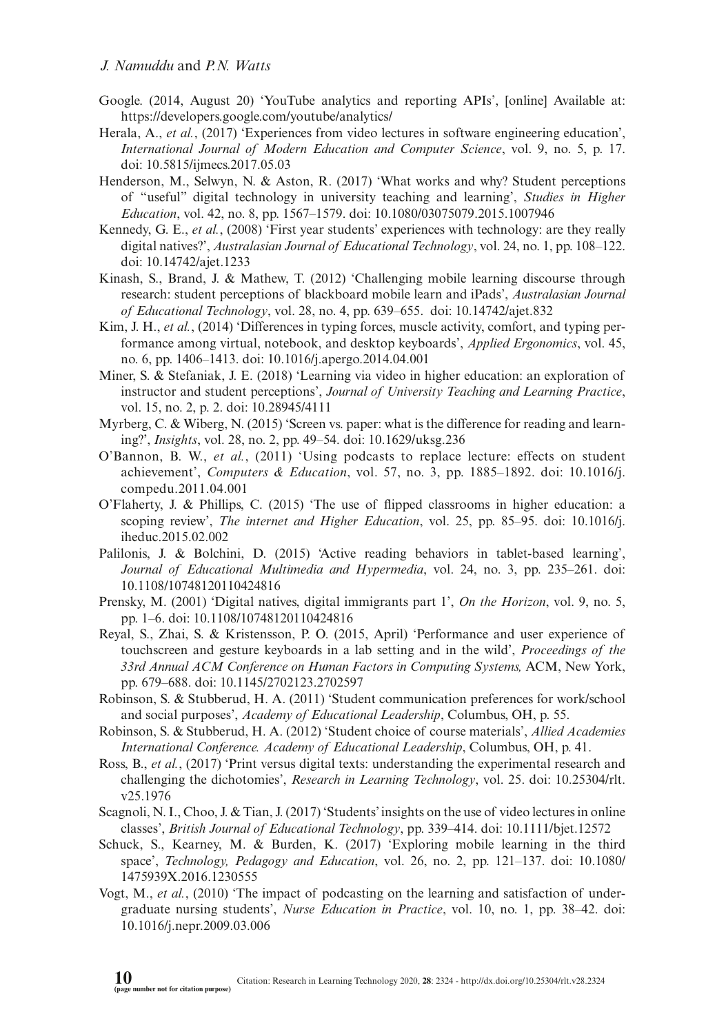Google. (2014, August 20) 'YouTube analytics and reporting APIs', [online] Available at: https://developers.google.com/youtube/analytics/

Herala, A., *et al.*, (2017) 'Experiences from video lectures in software engineering education', *International Journal of Modern Education and Computer Science*, vol. 9, no. 5, p. 17. doi: 10.5815/ijmecs.2017.05.03

Henderson, M., Selwyn, N. & Aston, R. (2017) 'What works and why? Student perceptions of "useful" digital technology in university teaching and learning', *Studies in Higher Education*, vol. 42, no. 8, pp. 1567–1579. doi: 10.1080/03075079.2015.1007946

Kennedy, G. E., *et al.*, (2008) 'First year students' experiences with technology: are they really digital natives?', *Australasian Journal of Educational Technology*, vol. 24, no. 1, pp. 108–122. doi: 10.14742/ajet.1233

Kinash, S., Brand, J. & Mathew, T. (2012) 'Challenging mobile learning discourse through research: student perceptions of blackboard mobile learn and iPads', *Australasian Journal of Educational Technology*, vol. 28, no. 4, pp. 639–655. doi: 10.14742/ajet.832

Kim, J. H., *et al.*, (2014) 'Differences in typing forces, muscle activity, comfort, and typing performance among virtual, notebook, and desktop keyboards', *Applied Ergonomics*, vol. 45, no. 6, pp. 1406–1413. doi: 10.1016/j.apergo.2014.04.001

Miner, S. & Stefaniak, J. E. (2018) 'Learning via video in higher education: an exploration of instructor and student perceptions', *Journal of University Teaching and Learning Practice*, vol. 15, no. 2, p. 2. doi: 10.28945/4111

Myrberg, C. & Wiberg, N. (2015) 'Screen vs. paper: what is the difference for reading and learning?', *Insights*, vol. 28, no. 2, pp. 49–54. doi: 10.1629/uksg.236

O'Bannon, B. W., *et al.*, (2011) 'Using podcasts to replace lecture: effects on student achievement', *Computers & Education*, vol. 57, no. 3, pp. 1885–1892. doi: 10.1016/j.compedu.2011.04.001

O'Flaherty, J. & Phillips, C. (2015) 'The use of flipped classrooms in higher education: a scoping review', *The internet and Higher Education*, vol. 25, pp. 85–95. doi: 10.1016/j.iheduc.2015.02.002

Palilonis, J. & Bolchini, D. (2015) 'Active reading behaviors in tablet-based learning', *Journal of Educational Multimedia and Hypermedia*, vol. 24, no. 3, pp. 235–261. doi: 10.1108/10748120110424816

Prensky, M. (2001) 'Digital natives, digital immigrants part 1', *On the Horizon*, vol. 9, no. 5, pp. 1–6. doi: 10.1108/10748120110424816

Reyal, S., Zhai, S. & Kristensson, P. O. (2015, April) 'Performance and user experience of touchscreen and gesture keyboards in a lab setting and in the wild', *Proceedings of the 33rd Annual ACM Conference on Human Factors in Computing Systems,* ACM, New York, pp. 679–688. doi: 10.1145/2702123.2702597

Robinson, S. & Stubberud, H. A. (2011) 'Student communication preferences for work/school and social purposes', *Academy of Educational Leadership*, Columbus, OH, p. 55.

Robinson, S. & Stubberud, H. A. (2012) 'Student choice of course materials', *Allied Academies International Conference. Academy of Educational Leadership*, Columbus, OH, p. 41.

Ross, B., *et al.*, (2017) 'Print versus digital texts: understanding the experimental research and challenging the dichotomies', *Research in Learning Technology*, vol. 25. doi: 10.25304/rlt.v25.1976

Scagnoli, N. I., Choo, J. & Tian, J. (2017) 'Students' insights on the use of video lectures in online classes', *British Journal of Educational Technology*, pp. 339–414. doi: 10.1111/bjet.12572

Schuck, S., Kearney, M. & Burden, K. (2017) 'Exploring mobile learning in the third space', *Technology, Pedagogy and Education*, vol. 26, no. 2, pp. 121–137. doi: 10.1080/1475939X.2016.1230555

Vogt, M., *et al.*, (2010) 'The impact of podcasting on the learning and satisfaction of undergraduate nursing students', *Nurse Education in Practice*, vol. 10, no. 1, pp. 38–42. doi: 10.1016/j.nepr.2009.03.006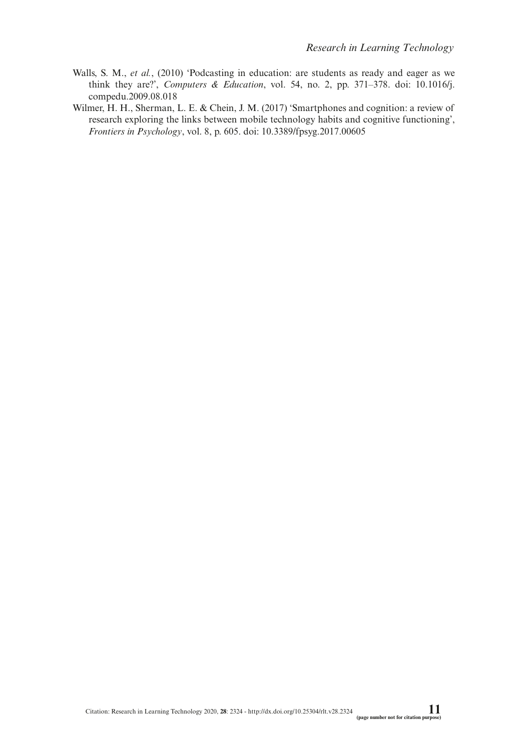Walls, S. M., *et al.*, (2010) 'Podcasting in education: are students as ready and eager as we think they are?', *Computers & Education*, vol. 54, no. 2, pp. 371–378. doi: 10.1016/j.compedu.2009.08.018

Wilmer, H. H., Sherman, L. E. & Chein, J. M. (2017) 'Smartphones and cognition: a review of research exploring the links between mobile technology habits and cognitive functioning', *Frontiers in Psychology*, vol. 8, p. 605. doi: 10.3389/fpsyg.2017.00605